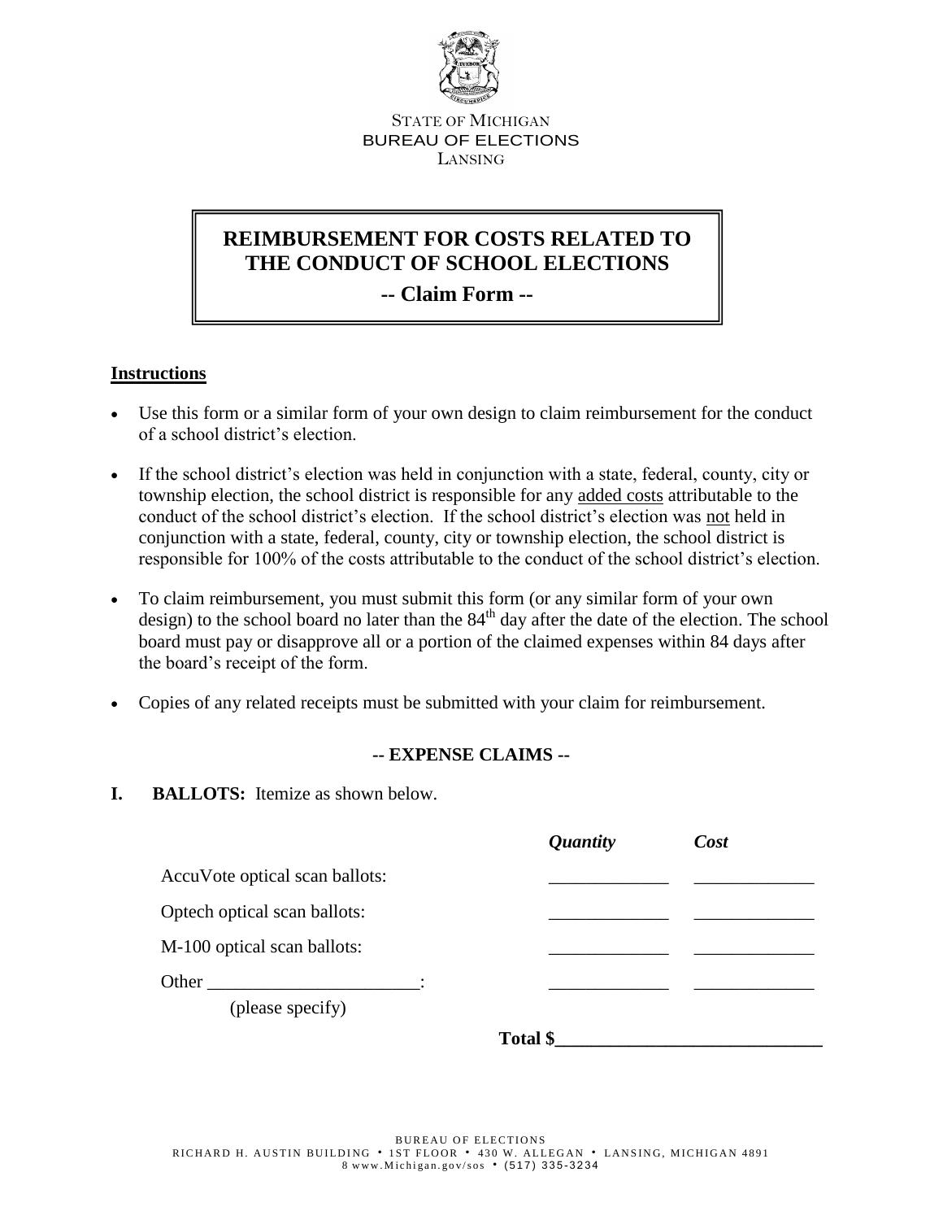STATE OF MICHIGAN
BUREAU OF ELECTIONS
LANSING

# REIMBURSEMENT FOR COSTS RELATED TO THE CONDUCT OF SCHOOL ELECTIONS

## -- Claim Form --

**Instructions**

- Use this form or a similar form of your own design to claim reimbursement for the conduct of a school district's election.
- If the school district's election was held in conjunction with a state, federal, county, city or township election, the school district is responsible for any added costs attributable to the conduct of the school district's election. If the school district's election was not held in conjunction with a state, federal, county, city or township election, the school district is responsible for 100% of the costs attributable to the conduct of the school district's election.
- To claim reimbursement, you must submit this form (or any similar form of your own design) to the school board no later than the 84th day after the date of the election. The school board must pay or disapprove all or a portion of the claimed expenses within 84 days after the board's receipt of the form.
- Copies of any related receipts must be submitted with your claim for reimbursement.

**-- EXPENSE CLAIMS --**

**I. BALLOTS:** Itemize as shown below.

| | *Quantity* | *Cost* |
|---|---|---|
| AccuVote optical scan ballots: | _____________ | _____________ |
| Optech optical scan ballots: | _____________ | _____________ |
| M-100 optical scan ballots: | _____________ | _____________ |
| Other _______________________: (please specify) | _____________ | _____________ |

**Total $\_\_\_\_\_\_\_\_\_\_\_\_\_\_\_\_\_\_\_\_\_\_\_\_\_\_\_\_\_**

BUREAU OF ELECTIONS
RICHARD H. AUSTIN BUILDING • 1ST FLOOR • 430 W. ALLEGAN • LANSING, MICHIGAN 4891
8 www.Michigan.gov/sos • (517) 335-3234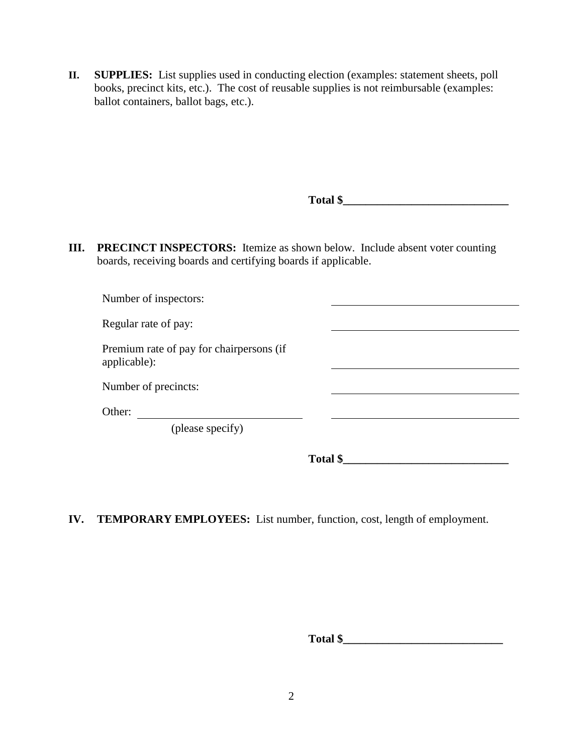**II. SUPPLIES:** List supplies used in conducting election (examples: statement sheets, poll books, precinct kits, etc.). The cost of reusable supplies is not reimbursable (examples: ballot containers, ballot bags, etc.).

**Total $______________________________**

**III. PRECINCT INSPECTORS:** Itemize as shown below. Include absent voter counting boards, receiving boards and certifying boards if applicable.

| | |
|---|---|
| Number of inspectors: | ______________________________ |
| Regular rate of pay: | ______________________________ |
| Premium rate of pay for chairpersons (if applicable): | ______________________________ |
| Number of precincts: | ______________________________ |
| Other: ____________________________ (please specify) | ______________________________ |

**Total $______________________________**

**IV. TEMPORARY EMPLOYEES:** List number, function, cost, length of employment.

**Total $______________________________**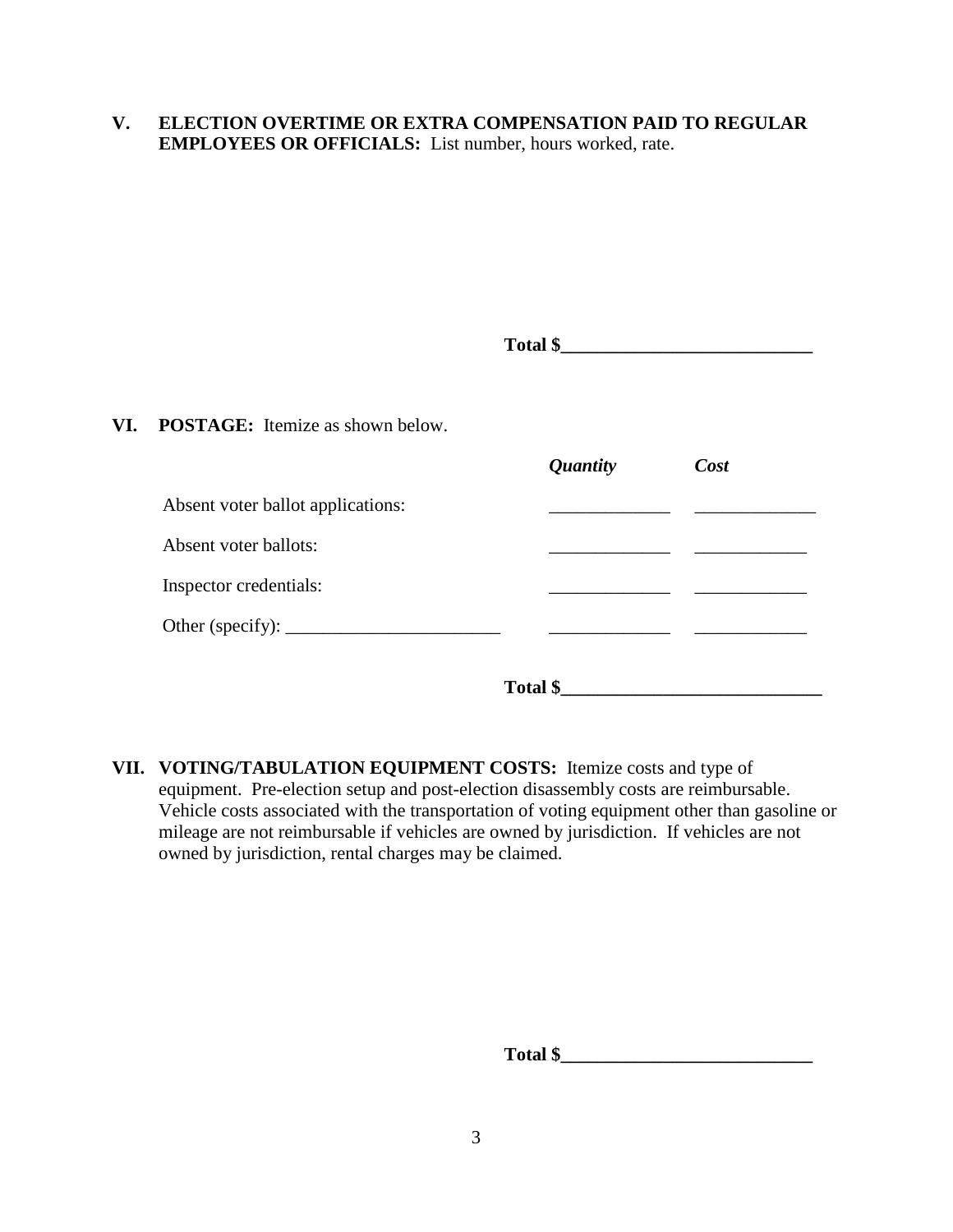**V. ELECTION OVERTIME OR EXTRA COMPENSATION PAID TO REGULAR EMPLOYEES OR OFFICIALS:** List number, hours worked, rate.

**Total $___________________________**

**VI. POSTAGE:** Itemize as shown below.

| | *Quantity* | *Cost* |
|---|---|---|
| Absent voter ballot applications: | _____________ | _____________ |
| Absent voter ballots: | _____________ | ____________ |
| Inspector credentials: | _____________ | ____________ |
| Other (specify): _______________________ | _____________ | ____________ |

**Total $____________________________**

**VII. VOTING/TABULATION EQUIPMENT COSTS:** Itemize costs and type of equipment. Pre-election setup and post-election disassembly costs are reimbursable. Vehicle costs associated with the transportation of voting equipment other than gasoline or mileage are not reimbursable if vehicles are owned by jurisdiction. If vehicles are not owned by jurisdiction, rental charges may be claimed.

**Total $___________________________**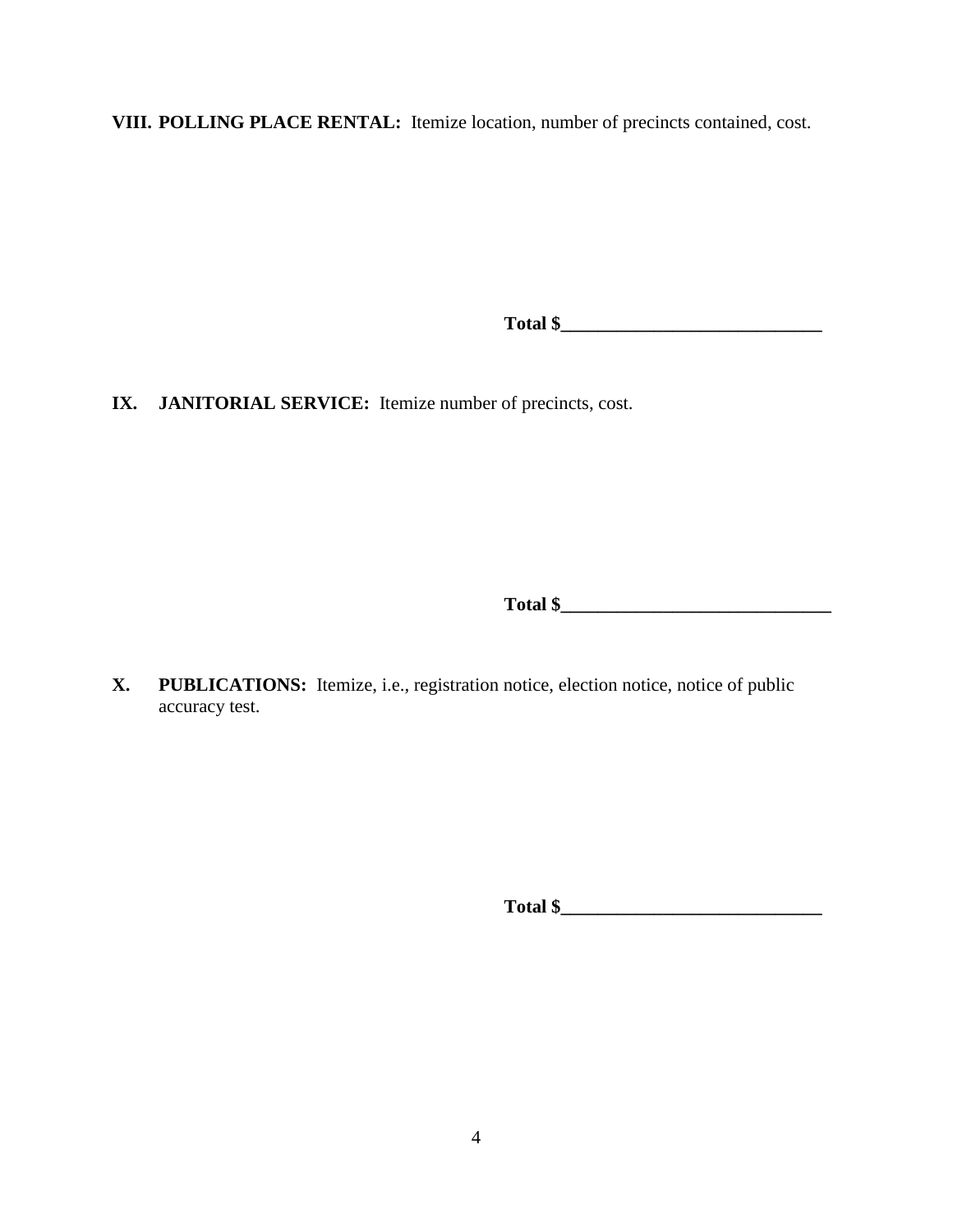**VIII. POLLING PLACE RENTAL:** Itemize location, number of precincts contained, cost.

**Total $____________________________**

**IX. JANITORIAL SERVICE:** Itemize number of precincts, cost.

**Total $______________________________**

**X. PUBLICATIONS:** Itemize, i.e., registration notice, election notice, notice of public accuracy test.

**Total $____________________________**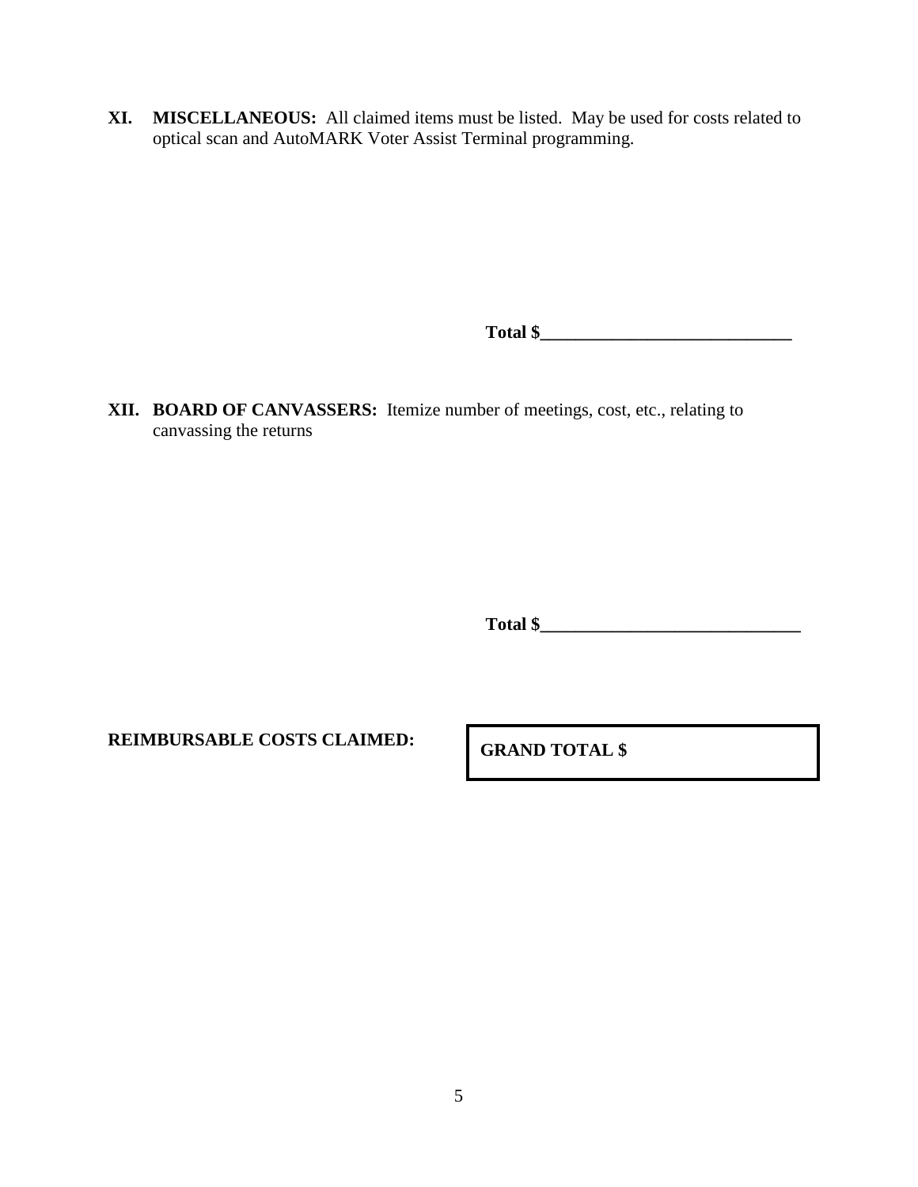**XI. MISCELLANEOUS:** All claimed items must be listed. May be used for costs related to optical scan and AutoMARK Voter Assist Terminal programming.

**Total $\_\_\_\_\_\_\_\_\_\_\_\_\_\_\_\_\_\_\_\_\_\_\_\_\_\_\_\_\_\_**

**XII. BOARD OF CANVASSERS:** Itemize number of meetings, cost, etc., relating to canvassing the returns

**Total $\_\_\_\_\_\_\_\_\_\_\_\_\_\_\_\_\_\_\_\_\_\_\_\_\_\_\_\_\_\_**

**REIMBURSABLE COSTS CLAIMED:**

**GRAND TOTAL $**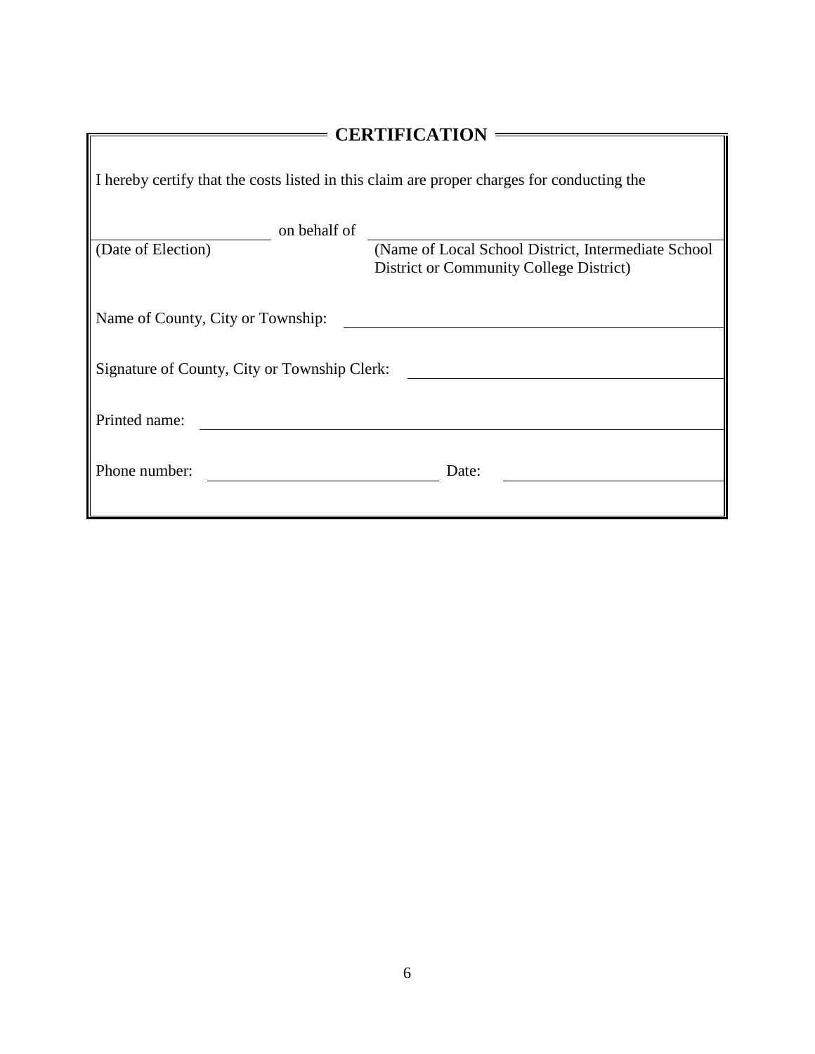## CERTIFICATION

I hereby certify that the costs listed in this claim are proper charges for conducting the

\_\_\_\_\_\_\_\_\_\_\_\_\_\_\_\_\_\_\_\_ on behalf of \_\_\_\_\_\_\_\_\_\_\_\_\_\_\_\_\_\_\_\_\_\_\_\_\_\_\_\_\_\_\_\_\_\_\_\_\_\_\_\_

(Date of Election) (Name of Local School District, Intermediate School District or Community College District)

Name of County, City or Township: \_\_\_\_\_\_\_\_\_\_\_\_\_\_\_\_\_\_\_\_\_\_\_\_\_\_\_\_\_\_\_\_\_\_\_\_\_\_\_\_

Signature of County, City or Township Clerk: \_\_\_\_\_\_\_\_\_\_\_\_\_\_\_\_\_\_\_\_\_\_\_\_\_\_\_\_\_\_\_\_

Printed name: \_\_\_\_\_\_\_\_\_\_\_\_\_\_\_\_\_\_\_\_\_\_\_\_\_\_\_\_\_\_\_\_\_\_\_\_\_\_\_\_\_\_\_\_\_\_\_\_\_\_\_\_\_\_\_\_\_\_\_\_

Phone number: \_\_\_\_\_\_\_\_\_\_\_\_\_\_\_\_\_\_\_\_\_\_\_\_\_\_ Date: \_\_\_\_\_\_\_\_\_\_\_\_\_\_\_\_\_\_\_\_\_\_\_\_\_\_